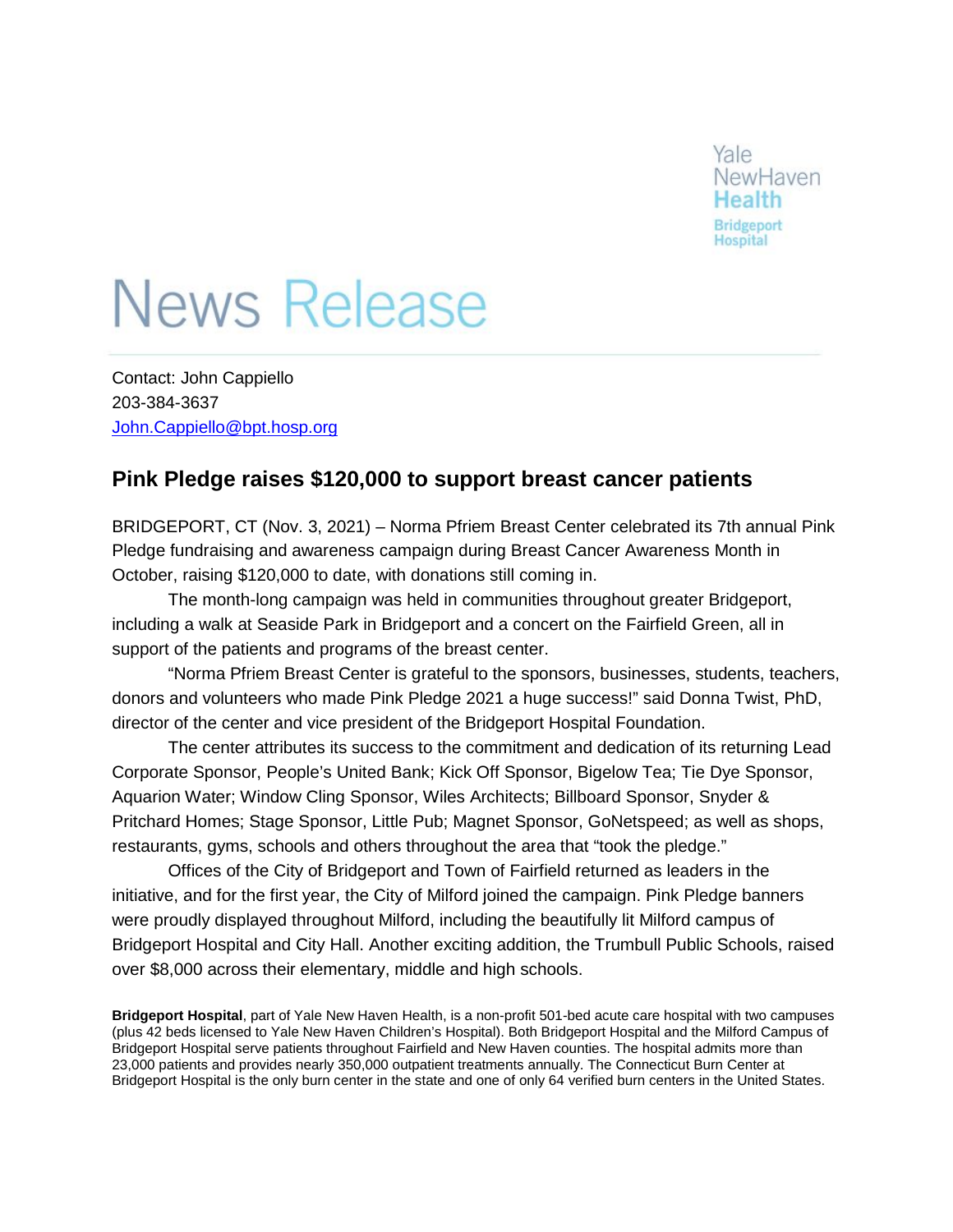Yale NewHaven Health
Bridgeport Hospital

# News Release

Contact: John Cappiello
203-384-3637
John.Cappiello@bpt.hosp.org

## Pink Pledge raises $120,000 to support breast cancer patients

BRIDGEPORT, CT (Nov. 3, 2021) – Norma Pfriem Breast Center celebrated its 7th annual Pink Pledge fundraising and awareness campaign during Breast Cancer Awareness Month in October, raising $120,000 to date, with donations still coming in.

The month-long campaign was held in communities throughout greater Bridgeport, including a walk at Seaside Park in Bridgeport and a concert on the Fairfield Green, all in support of the patients and programs of the breast center.

"Norma Pfriem Breast Center is grateful to the sponsors, businesses, students, teachers, donors and volunteers who made Pink Pledge 2021 a huge success!" said Donna Twist, PhD, director of the center and vice president of the Bridgeport Hospital Foundation.

The center attributes its success to the commitment and dedication of its returning Lead Corporate Sponsor, People's United Bank; Kick Off Sponsor, Bigelow Tea; Tie Dye Sponsor, Aquarion Water; Window Cling Sponsor, Wiles Architects; Billboard Sponsor, Snyder & Pritchard Homes; Stage Sponsor, Little Pub; Magnet Sponsor, GoNetspeed; as well as shops, restaurants, gyms, schools and others throughout the area that "took the pledge."

Offices of the City of Bridgeport and Town of Fairfield returned as leaders in the initiative, and for the first year, the City of Milford joined the campaign. Pink Pledge banners were proudly displayed throughout Milford, including the beautifully lit Milford campus of Bridgeport Hospital and City Hall. Another exciting addition, the Trumbull Public Schools, raised over $8,000 across their elementary, middle and high schools.

**Bridgeport Hospital**, part of Yale New Haven Health, is a non-profit 501-bed acute care hospital with two campuses (plus 42 beds licensed to Yale New Haven Children's Hospital). Both Bridgeport Hospital and the Milford Campus of Bridgeport Hospital serve patients throughout Fairfield and New Haven counties. The hospital admits more than 23,000 patients and provides nearly 350,000 outpatient treatments annually. The Connecticut Burn Center at Bridgeport Hospital is the only burn center in the state and one of only 64 verified burn centers in the United States.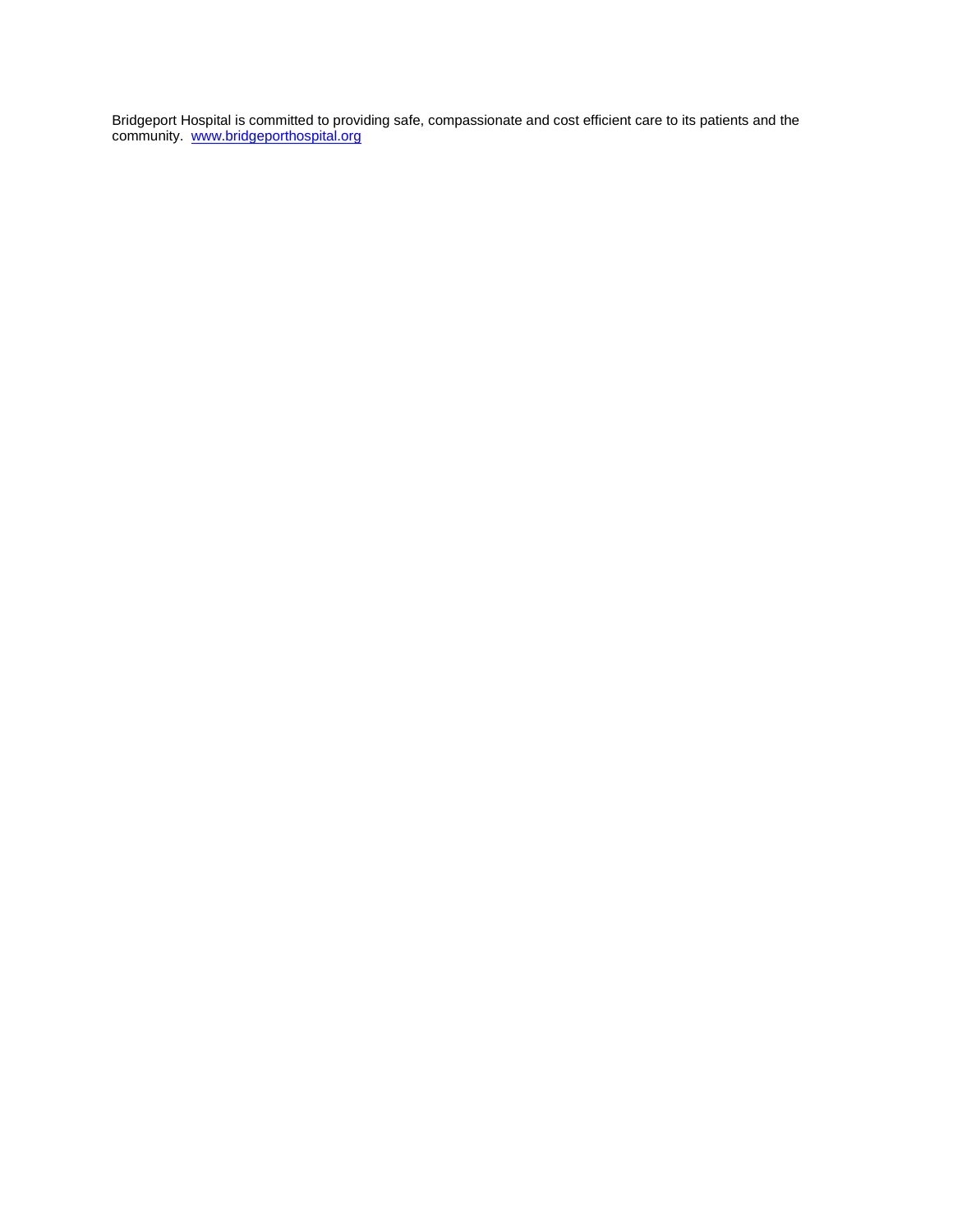Bridgeport Hospital is committed to providing safe, compassionate and cost efficient care to its patients and the community. [www.bridgeporthospital.org](http://www.bridgeporthospital.org)